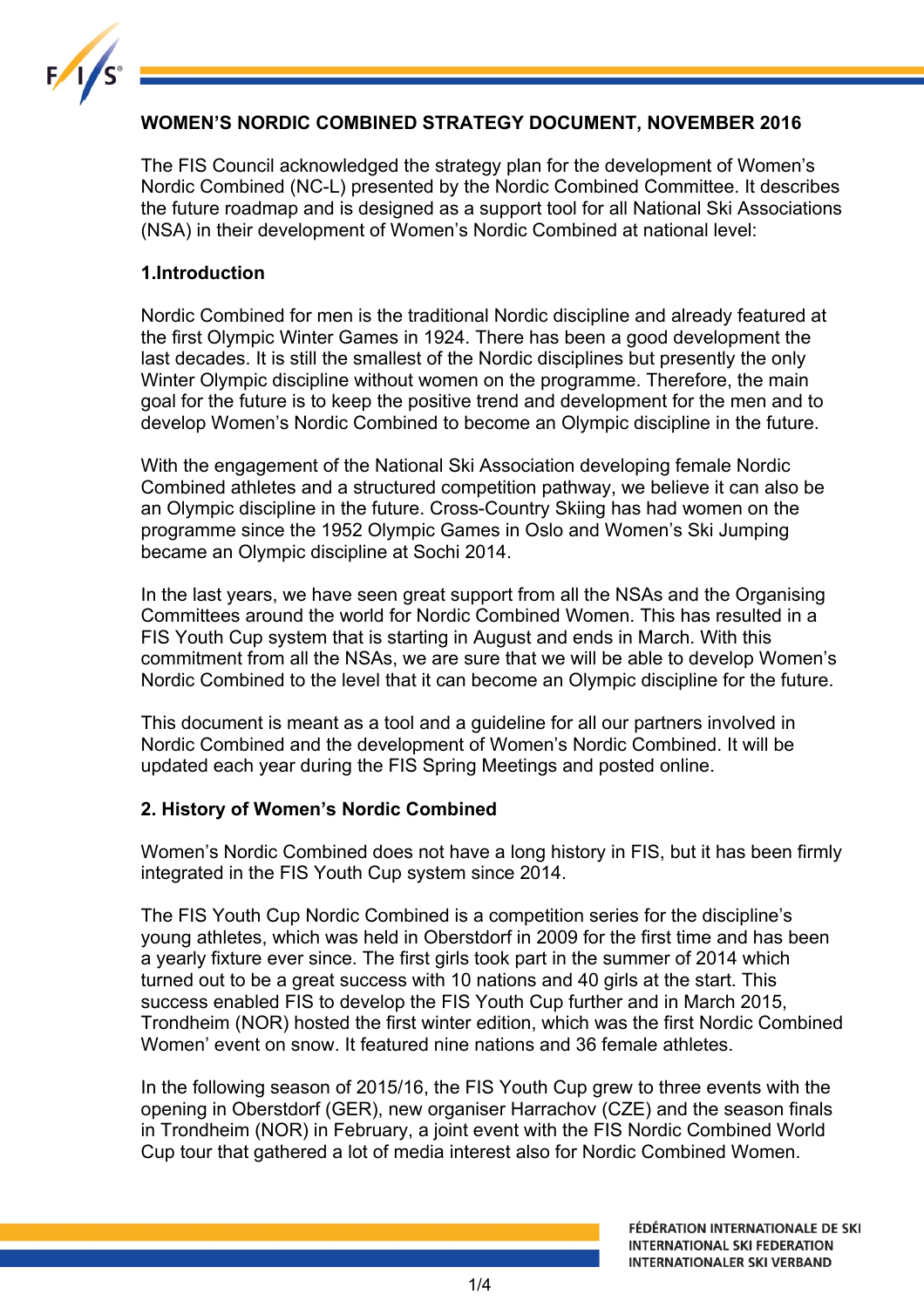# WOMEN'S NORDIC COMBINED STRATEGY DOCUMENT, NOVEMBER 2016

The FIS Council acknowledged the strategy plan for the development of Women's Nordic Combined (NC-L) presented by the Nordic Combined Committee. It describes the future roadmap and is designed as a support tool for all National Ski Associations (NSA) in their development of Women's Nordic Combined at national level:

## 1.Introduction

Nordic Combined for men is the traditional Nordic discipline and already featured at the first Olympic Winter Games in 1924. There has been a good development the last decades. It is still the smallest of the Nordic disciplines but presently the only Winter Olympic discipline without women on the programme. Therefore, the main goal for the future is to keep the positive trend and development for the men and to develop Women's Nordic Combined to become an Olympic discipline in the future.

With the engagement of the National Ski Association developing female Nordic Combined athletes and a structured competition pathway, we believe it can also be an Olympic discipline in the future. Cross-Country Skiing has had women on the programme since the 1952 Olympic Games in Oslo and Women's Ski Jumping became an Olympic discipline at Sochi 2014.

In the last years, we have seen great support from all the NSAs and the Organising Committees around the world for Nordic Combined Women. This has resulted in a FIS Youth Cup system that is starting in August and ends in March. With this commitment from all the NSAs, we are sure that we will be able to develop Women's Nordic Combined to the level that it can become an Olympic discipline for the future.

This document is meant as a tool and a guideline for all our partners involved in Nordic Combined and the development of Women's Nordic Combined. It will be updated each year during the FIS Spring Meetings and posted online.

## 2. History of Women's Nordic Combined

Women's Nordic Combined does not have a long history in FIS, but it has been firmly integrated in the FIS Youth Cup system since 2014.

The FIS Youth Cup Nordic Combined is a competition series for the discipline's young athletes, which was held in Oberstdorf in 2009 for the first time and has been a yearly fixture ever since. The first girls took part in the summer of 2014 which turned out to be a great success with 10 nations and 40 girls at the start. This success enabled FIS to develop the FIS Youth Cup further and in March 2015, Trondheim (NOR) hosted the first winter edition, which was the first Nordic Combined Women' event on snow. It featured nine nations and 36 female athletes.

In the following season of 2015/16, the FIS Youth Cup grew to three events with the opening in Oberstdorf (GER), new organiser Harrachov (CZE) and the season finals in Trondheim (NOR) in February, a joint event with the FIS Nordic Combined World Cup tour that gathered a lot of media interest also for Nordic Combined Women.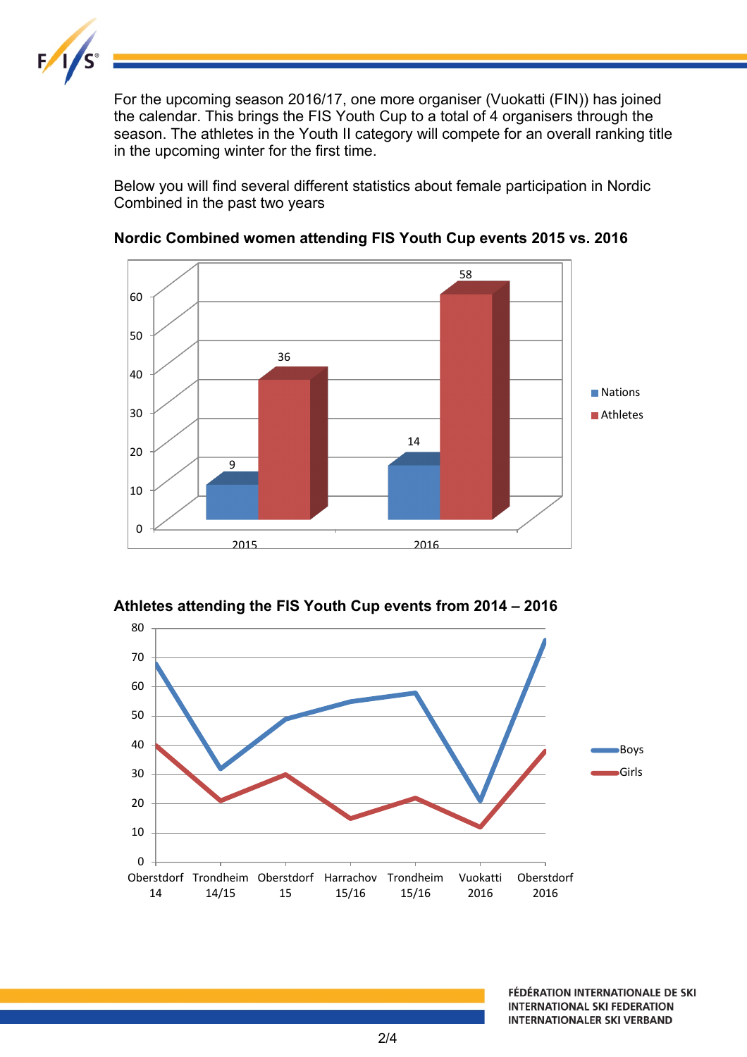For the upcoming season 2016/17, one more organiser (Vuokatti (FIN)) has joined the calendar. This brings the FIS Youth Cup to a total of 4 organisers through the season. The athletes in the Youth II category will compete for an overall ranking title in the upcoming winter for the first time.

Below you will find several different statistics about female participation in Nordic Combined in the past two years

**Nordic Combined women attending FIS Youth Cup events 2015 vs. 2016**

| | Nations | Athletes |
|---|---|---|
| 2015 | 9 | 36 |
| 2016 | 14 | 58 |

**Athletes attending the FIS Youth Cup events from 2014 – 2016**

Legend: Boys, Girls

Events: Oberstdorf 14, Trondheim 14/15, Oberstdorf 15, Harrachov 15/16, Trondheim 15/16, Vuokatti 2016, Oberstdorf 2016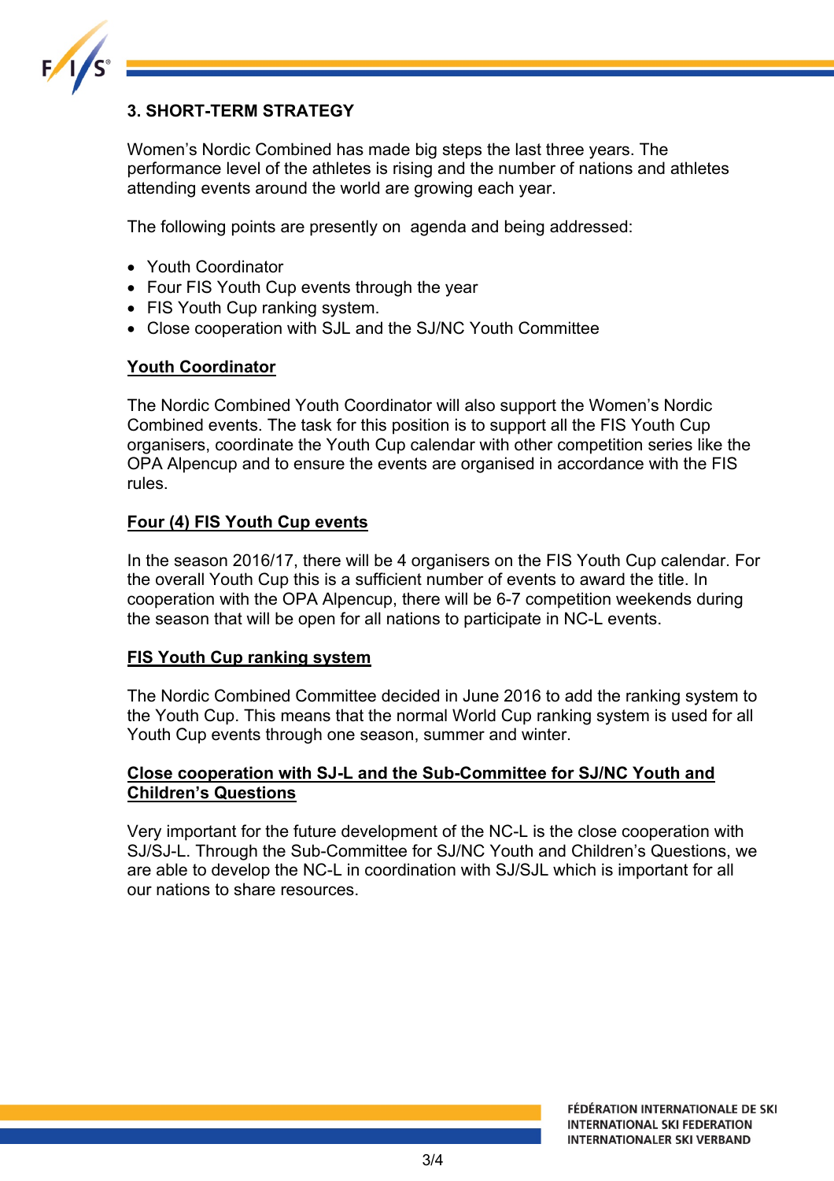## 3. SHORT-TERM STRATEGY

Women's Nordic Combined has made big steps the last three years. The performance level of the athletes is rising and the number of nations and athletes attending events around the world are growing each year.

The following points are presently on  agenda and being addressed:

- Youth Coordinator
- Four FIS Youth Cup events through the year
- FIS Youth Cup ranking system.
- Close cooperation with SJL and the SJ/NC Youth Committee

### Youth Coordinator

The Nordic Combined Youth Coordinator will also support the Women's Nordic Combined events. The task for this position is to support all the FIS Youth Cup organisers, coordinate the Youth Cup calendar with other competition series like the OPA Alpencup and to ensure the events are organised in accordance with the FIS rules.

### Four (4) FIS Youth Cup events

In the season 2016/17, there will be 4 organisers on the FIS Youth Cup calendar. For the overall Youth Cup this is a sufficient number of events to award the title. In cooperation with the OPA Alpencup, there will be 6-7 competition weekends during the season that will be open for all nations to participate in NC-L events.

### FIS Youth Cup ranking system

The Nordic Combined Committee decided in June 2016 to add the ranking system to the Youth Cup. This means that the normal World Cup ranking system is used for all Youth Cup events through one season, summer and winter.

### Close cooperation with SJ-L and the Sub-Committee for SJ/NC Youth and Children's Questions

Very important for the future development of the NC-L is the close cooperation with SJ/SJ-L. Through the Sub-Committee for SJ/NC Youth and Children's Questions, we are able to develop the NC-L in coordination with SJ/SJL which is important for all our nations to share resources.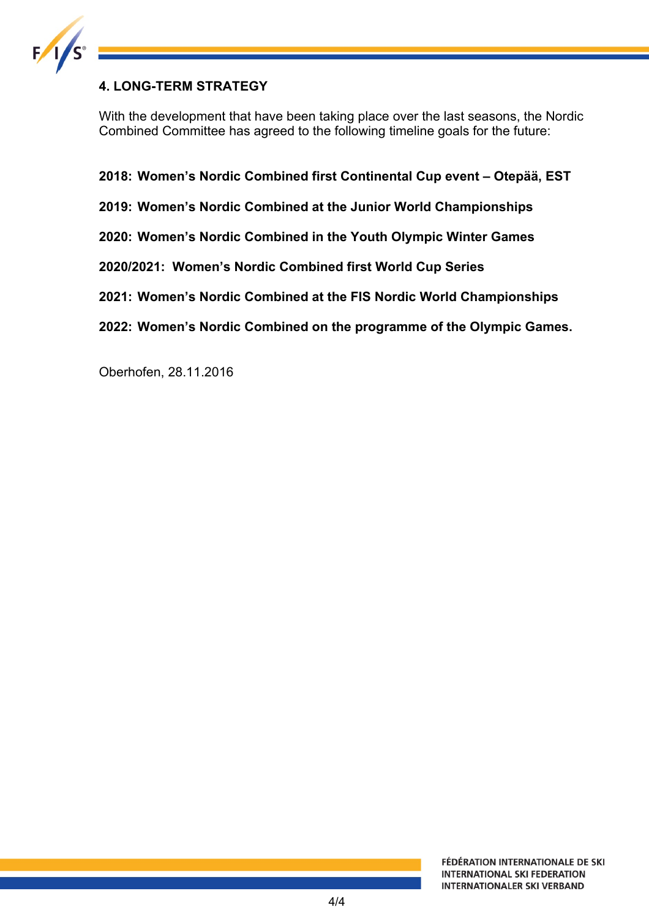## 4. LONG-TERM STRATEGY

With the development that have been taking place over the last seasons, the Nordic Combined Committee has agreed to the following timeline goals for the future:

**2018: Women's Nordic Combined first Continental Cup event – Otepää, EST**

**2019: Women's Nordic Combined at the Junior World Championships**

**2020: Women's Nordic Combined in the Youth Olympic Winter Games**

**2020/2021: Women's Nordic Combined first World Cup Series**

**2021: Women's Nordic Combined at the FIS Nordic World Championships**

**2022: Women's Nordic Combined on the programme of the Olympic Games.**

Oberhofen, 28.11.2016